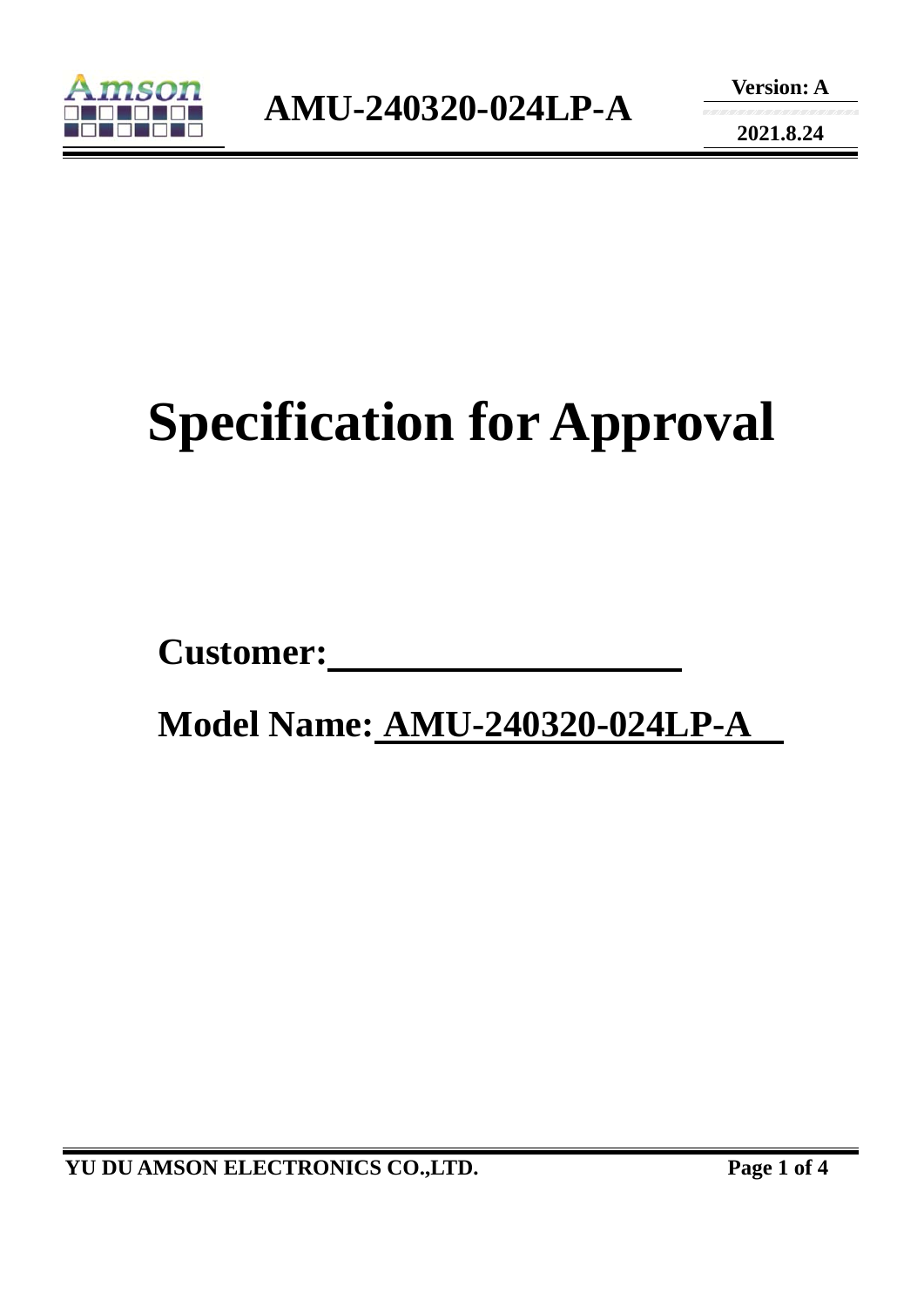# Specification for Approval

**Customer:**\_\_\_\_\_\_\_\_\_\_\_\_\_\_\_\_\_\_\_\_

**Model Name:** **AMU-240320-024LP-A**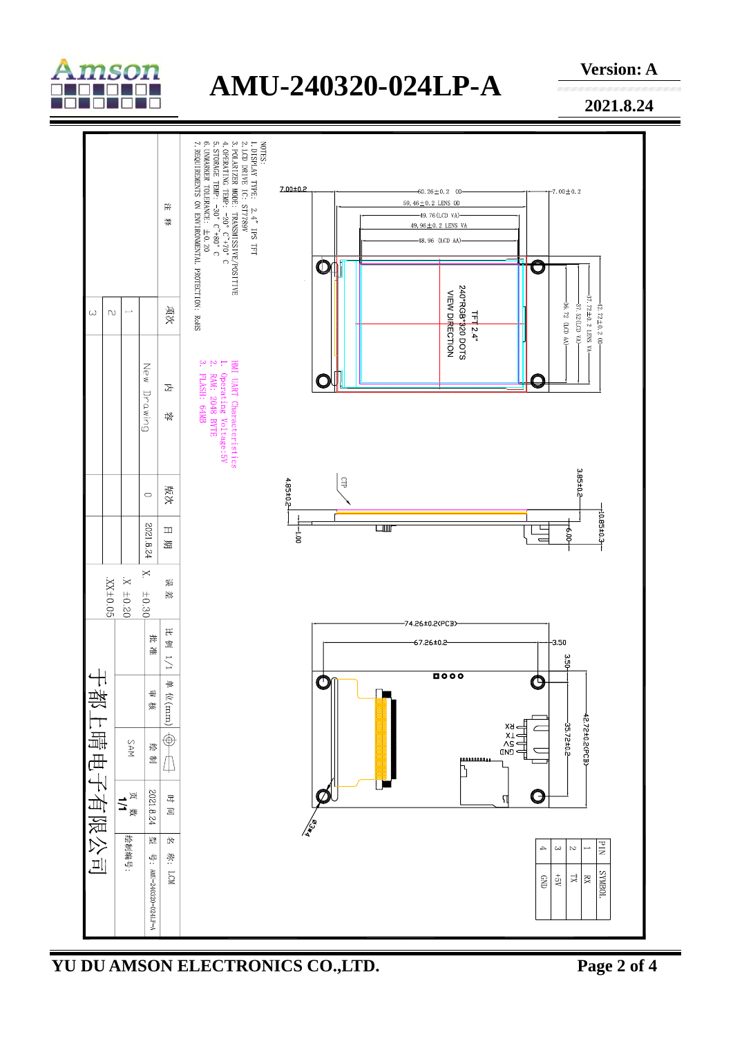# AMU-240320-024LP-A

Version: A

2021.8.24

NOTES:

1. DISPLAY TYPE: 2.4" IPS TFT
2. LCD DRIVE IC: ST7789V
3. POLARIZER MODE: TRANSMISSIVE/POSITIVE
4. OPERATING TEMP: -20°C~+70°C
5. STORAGE TEMP: -30°C~+80°C
6. UNMARKER TOLERANCE: ±0.20
7. REQUIREMENTS ON ENVIRONMENTAL PROTECTION: RoHS

HMI UART Characteristics

1. Operating Voltage:5V
2. RAM: 2048 BYTE
3. FLASH: 64MB

7.00±0.2

60.26±0.2 OD

59.46±0.2 LENS OD

49.76(LCD VA)

49.96±0.2 LENS VA

48.96 (LCD AA)

7.00±0.2

42.72±0.2 OD

37.72±0.2 LENS VA

37.52(LCD VA)

36.72 (LCD AA)

TFT 2.4"

240*RGB*320 DOTS

VIEW DIRECTION

CTP

4.85±0.2

1.00

3.85±0.2

6.00

10.85±0.3

74.26±0.2(PCB)

67.26±0.2

3.50

3.50

42.72±0.2(PCB)

35.72±0.2

RX TX 5V GND

Ø3*4

| PIN | SYMBOL |
|---|---|
| 1 | RX |
| 2 | TX |
| 3 | +5V |
| 4 | GND |

| 项次 | 内容 | 版次 | 日期 |
|---|---|---|---|
| 1 | New Drawing | 0 | 2021.8.24 |
| 2 | | | |
| 3 | | | |

注释

误差: X. ±0.30; .X ±0.20; .XX±0.05

比例 1/1

单位(mm)

批准 | 审核 | 绘制: SAM | 时间: 2021.8.24

名称: LCM

型号: AMU-240320-024LP-A

页数: 1/1

绘制编号:

于都上晴电子有限公司

YU DU AMSON ELECTRONICS CO.,LTD.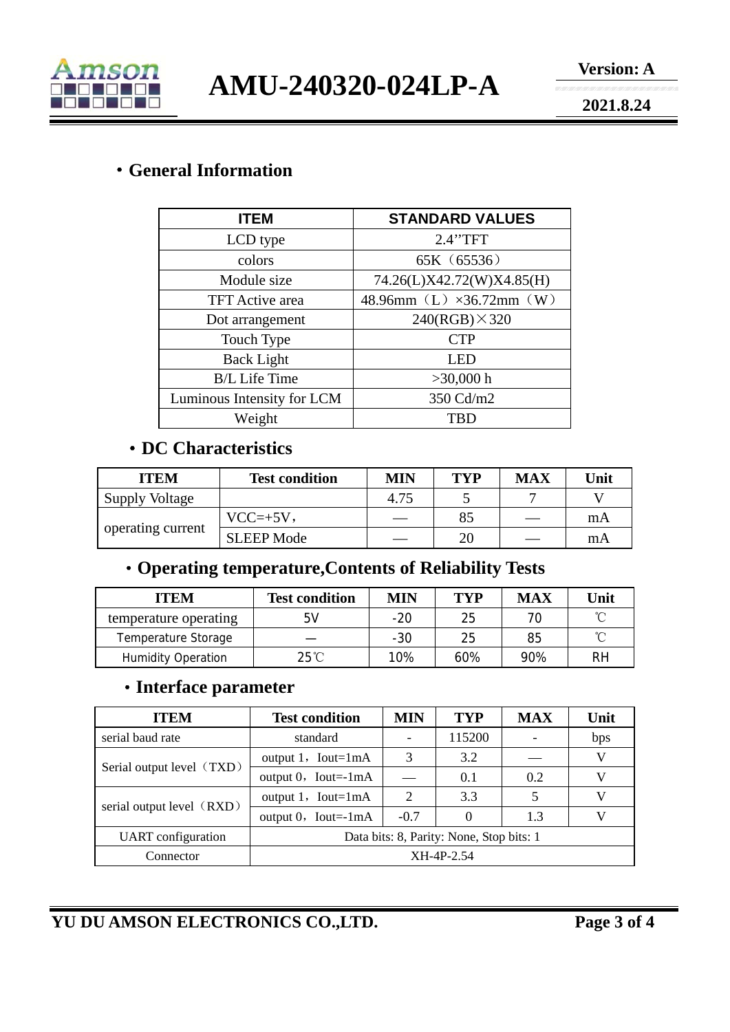## ・General Information

| ITEM | STANDARD VALUES |
|---|---|
| LCD type | 2.4''TFT |
| colors | 65K（65536） |
| Module size | 74.26(L)X42.72(W)X4.85(H) |
| TFT Active area | 48.96mm（L）×36.72mm（W） |
| Dot arrangement | 240(RGB)×320 |
| Touch Type | CTP |
| Back Light | LED |
| B/L Life Time | >30,000 h |
| Luminous Intensity for LCM | 350 Cd/m2 |
| Weight | TBD |

## ・DC Characteristics

| ITEM | Test condition | MIN | TYP | MAX | Unit |
|---|---|---|---|---|---|
| Supply Voltage | | 4.75 | 5 | 7 | V |
| operating current | VCC=+5V， | — | 85 | — | mA |
| | SLEEP Mode | — | 20 | — | mA |

## ・Operating temperature,Contents of Reliability Tests

| ITEM | Test condition | MIN | TYP | MAX | Unit |
|---|---|---|---|---|---|
| temperature operating | 5V | -20 | 25 | 70 | ℃ |
| Temperature Storage | — | -30 | 25 | 85 | ℃ |
| Humidity Operation | 25℃ | 10% | 60% | 90% | RH |

## ・Interface parameter

| ITEM | Test condition | MIN | TYP | MAX | Unit |
|---|---|---|---|---|---|
| serial baud rate | standard | - | 115200 | - | bps |
| Serial output level（TXD） | output 1，Iout=1mA | 3 | 3.2 | — | V |
| | output 0，Iout=-1mA | — | 0.1 | 0.2 | V |
| serial output level（RXD） | output 1，Iout=1mA | 2 | 3.3 | 5 | V |
| | output 0，Iout=-1mA | -0.7 | 0 | 1.3 | V |
| UART configuration | Data bits: 8, Parity: None, Stop bits: 1 | | | | |
| Connector | XH-4P-2.54 | | | | |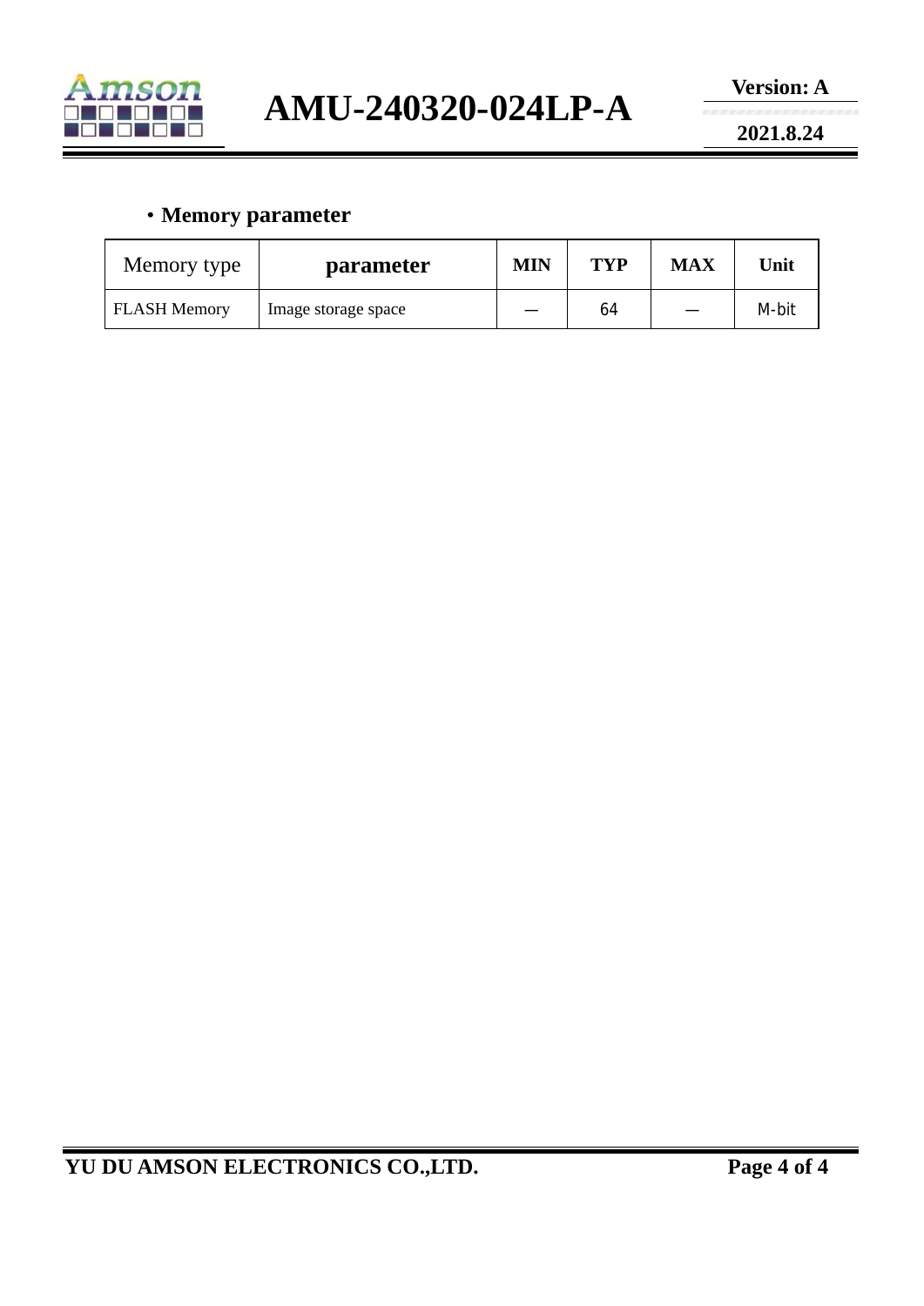- **Memory parameter**

| Memory type | parameter | MIN | TYP | MAX | Unit |
|---|---|---|---|---|---|
| FLASH Memory | Image storage space | — | 64 | — | M-bit |